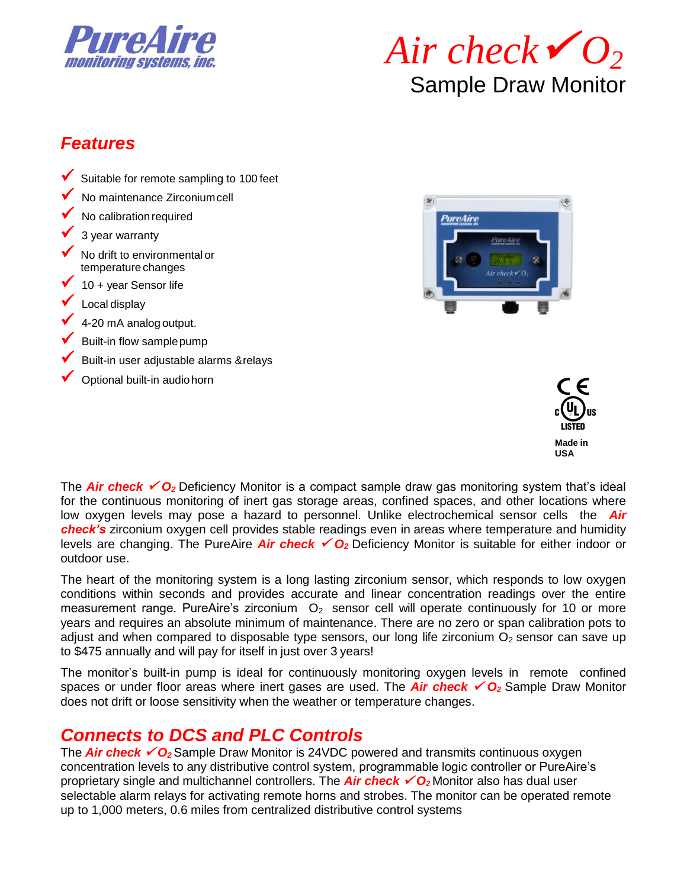PureAire monitoring systems, inc.

# *Air check✓$O_2$*
## Sample Draw Monitor

## *Features*

- ✓ Suitable for remote sampling to 100 feet
- ✓ No maintenance Zirconium cell
- ✓ No calibration required
- ✓ 3 year warranty
- ✓ No drift to environmental or temperature changes
- ✓ 10 + year Sensor life
- ✓ Local display
- ✓ 4-20 mA analog output.
- ✓ Built-in flow sample pump
- ✓ Built-in user adjustable alarms &relays
- ✓ Optional built-in audio horn

CE
c UL us LISTED

**Made in USA**

The ***Air check ✓$O_2$*** Deficiency Monitor is a compact sample draw gas monitoring system that's ideal for the continuous monitoring of inert gas storage areas, confined spaces, and other locations where low oxygen levels may pose a hazard to personnel. Unlike electrochemical sensor cells the ***Air check's*** zirconium oxygen cell provides stable readings even in areas where temperature and humidity levels are changing. The PureAire ***Air check ✓$O_2$*** Deficiency Monitor is suitable for either indoor or outdoor use.

The heart of the monitoring system is a long lasting zirconium sensor, which responds to low oxygen conditions within seconds and provides accurate and linear concentration readings over the entire measurement range. PureAire's zirconium $O_2$ sensor cell will operate continuously for 10 or more years and requires an absolute minimum of maintenance. There are no zero or span calibration pots to adjust and when compared to disposable type sensors, our long life zirconium $O_2$ sensor can save up to $475 annually and will pay for itself in just over 3 years!

The monitor's built-in pump is ideal for continuously monitoring oxygen levels in remote confined spaces or under floor areas where inert gases are used. The ***Air check ✓$O_2$*** Sample Draw Monitor does not drift or loose sensitivity when the weather or temperature changes.

## *Connects to DCS and PLC Controls*

The ***Air check ✓$O_2$*** Sample Draw Monitor is 24VDC powered and transmits continuous oxygen concentration levels to any distributive control system, programmable logic controller or PureAire's proprietary single and multichannel controllers. The ***Air check ✓$O_2$*** Monitor also has dual user selectable alarm relays for activating remote horns and strobes. The monitor can be operated remote up to 1,000 meters, 0.6 miles from centralized distributive control systems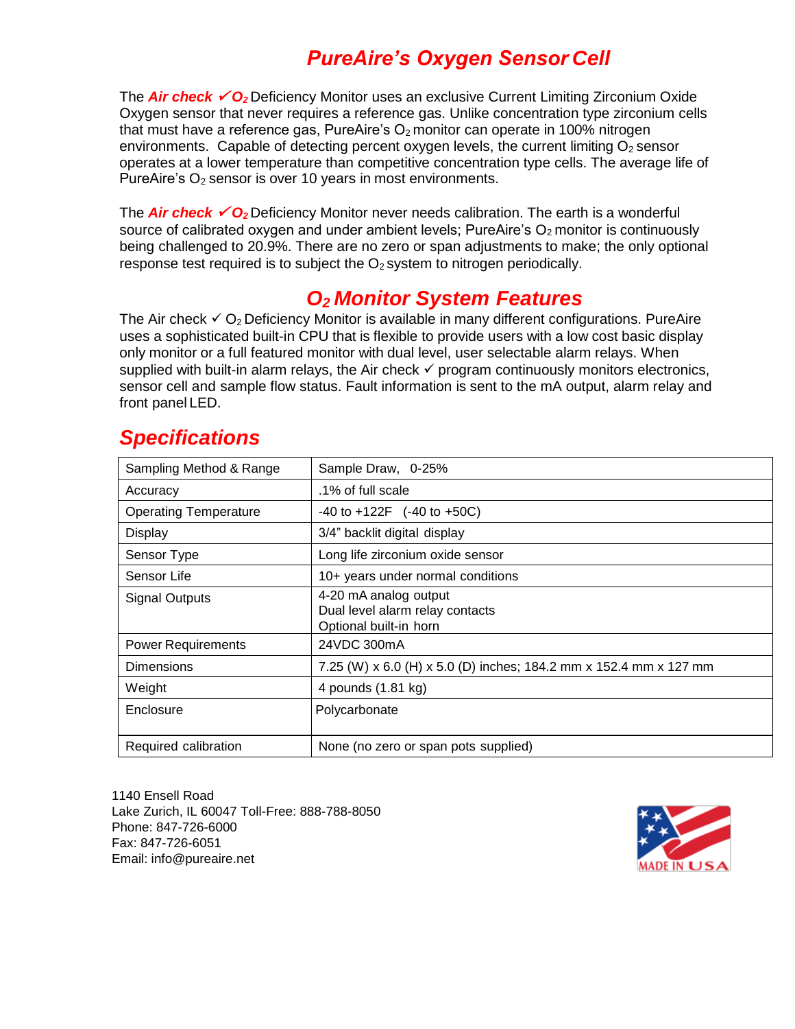# *PureAire's Oxygen Sensor Cell*

The ***Air check ✓$O_2$*** Deficiency Monitor uses an exclusive Current Limiting Zirconium Oxide Oxygen sensor that never requires a reference gas. Unlike concentration type zirconium cells that must have a reference gas, PureAire's $O_2$ monitor can operate in 100% nitrogen environments. Capable of detecting percent oxygen levels, the current limiting $O_2$ sensor operates at a lower temperature than competitive concentration type cells. The average life of PureAire's $O_2$ sensor is over 10 years in most environments.

The ***Air check ✓$O_2$*** Deficiency Monitor never needs calibration. The earth is a wonderful source of calibrated oxygen and under ambient levels; PureAire's $O_2$ monitor is continuously being challenged to 20.9%. There are no zero or span adjustments to make; the only optional response test required is to subject the $O_2$ system to nitrogen periodically.

## *$O_2$ Monitor System Features*

The Air check ✓ $O_2$ Deficiency Monitor is available in many different configurations. PureAire uses a sophisticated built-in CPU that is flexible to provide users with a low cost basic display only monitor or a full featured monitor with dual level, user selectable alarm relays. When supplied with built-in alarm relays, the Air check ✓ program continuously monitors electronics, sensor cell and sample flow status. Fault information is sent to the mA output, alarm relay and front panel LED.

## *Specifications*

| | |
|---|---|
| Sampling Method & Range | Sample Draw, 0-25% |
| Accuracy | .1% of full scale |
| Operating Temperature | -40 to +122F (-40 to +50C) |
| Display | 3/4" backlit digital display |
| Sensor Type | Long life zirconium oxide sensor |
| Sensor Life | 10+ years under normal conditions |
| Signal Outputs | 4-20 mA analog output<br>Dual level alarm relay contacts<br>Optional built-in horn |
| Power Requirements | 24VDC 300mA |
| Dimensions | 7.25 (W) x 6.0 (H) x 5.0 (D) inches; 184.2 mm x 152.4 mm x 127 mm |
| Weight | 4 pounds (1.81 kg) |
| Enclosure | Polycarbonate |
| Required calibration | None (no zero or span pots supplied) |

1140 Ensell Road
Lake Zurich, IL 60047 Toll-Free: 888-788-8050
Phone: 847-726-6000
Fax: 847-726-6051
Email: info@pureaire.net

MADE IN USA